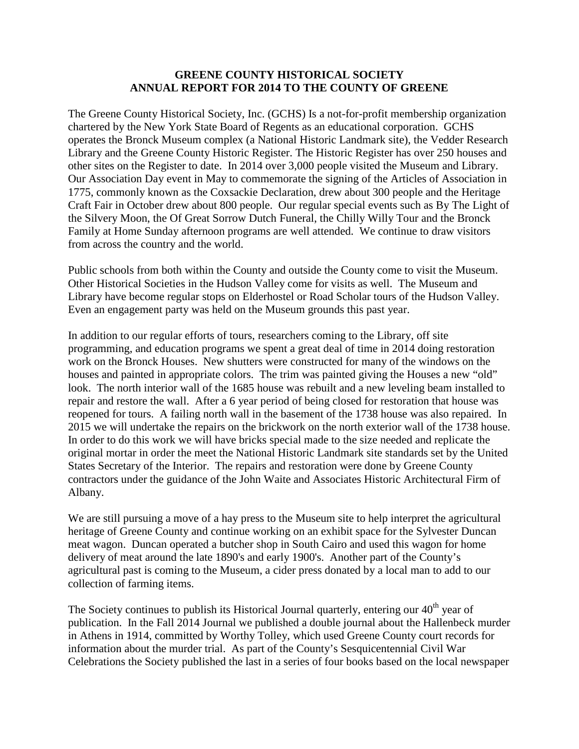# GREENE COUNTY HISTORICAL SOCIETY
## ANNUAL REPORT FOR 2014 TO THE COUNTY OF GREENE

The Greene County Historical Society, Inc. (GCHS) Is a not-for-profit membership organization chartered by the New York State Board of Regents as an educational corporation. GCHS operates the Bronck Museum complex (a National Historic Landmark site), the Vedder Research Library and the Greene County Historic Register. The Historic Register has over 250 houses and other sites on the Register to date. In 2014 over 3,000 people visited the Museum and Library. Our Association Day event in May to commemorate the signing of the Articles of Association in 1775, commonly known as the Coxsackie Declaration, drew about 300 people and the Heritage Craft Fair in October drew about 800 people. Our regular special events such as By The Light of the Silvery Moon, the Of Great Sorrow Dutch Funeral, the Chilly Willy Tour and the Bronck Family at Home Sunday afternoon programs are well attended. We continue to draw visitors from across the country and the world.

Public schools from both within the County and outside the County come to visit the Museum. Other Historical Societies in the Hudson Valley come for visits as well. The Museum and Library have become regular stops on Elderhostel or Road Scholar tours of the Hudson Valley. Even an engagement party was held on the Museum grounds this past year.

In addition to our regular efforts of tours, researchers coming to the Library, off site programming, and education programs we spent a great deal of time in 2014 doing restoration work on the Bronck Houses. New shutters were constructed for many of the windows on the houses and painted in appropriate colors. The trim was painted giving the Houses a new "old" look. The north interior wall of the 1685 house was rebuilt and a new leveling beam installed to repair and restore the wall. After a 6 year period of being closed for restoration that house was reopened for tours. A failing north wall in the basement of the 1738 house was also repaired. In 2015 we will undertake the repairs on the brickwork on the north exterior wall of the 1738 house. In order to do this work we will have bricks special made to the size needed and replicate the original mortar in order the meet the National Historic Landmark site standards set by the United States Secretary of the Interior. The repairs and restoration were done by Greene County contractors under the guidance of the John Waite and Associates Historic Architectural Firm of Albany.

We are still pursuing a move of a hay press to the Museum site to help interpret the agricultural heritage of Greene County and continue working on an exhibit space for the Sylvester Duncan meat wagon. Duncan operated a butcher shop in South Cairo and used this wagon for home delivery of meat around the late 1890's and early 1900's. Another part of the County's agricultural past is coming to the Museum, a cider press donated by a local man to add to our collection of farming items.

The Society continues to publish its Historical Journal quarterly, entering our 40th year of publication. In the Fall 2014 Journal we published a double journal about the Hallenbeck murder in Athens in 1914, committed by Worthy Tolley, which used Greene County court records for information about the murder trial. As part of the County's Sesquicentennial Civil War Celebrations the Society published the last in a series of four books based on the local newspaper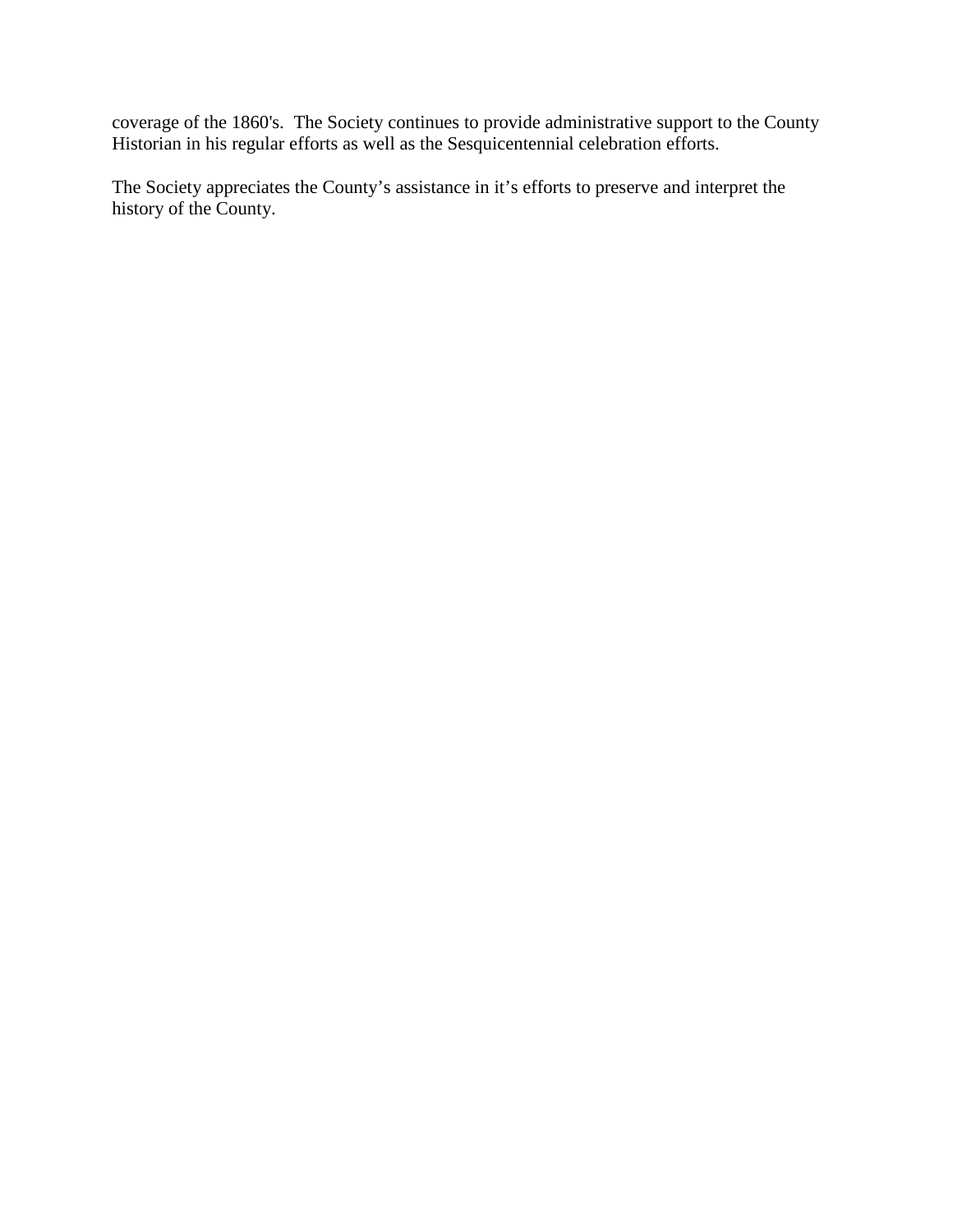coverage of the 1860's. The Society continues to provide administrative support to the County Historian in his regular efforts as well as the Sesquicentennial celebration efforts.

The Society appreciates the County's assistance in it's efforts to preserve and interpret the history of the County.